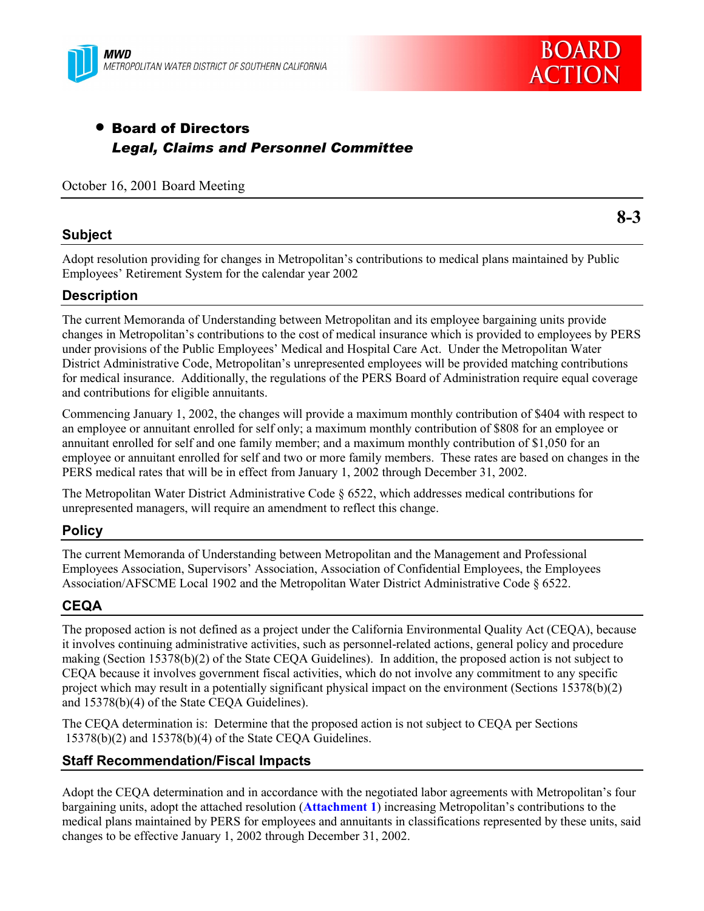MWD
METROPOLITAN WATER DISTRICT OF SOUTHERN CALIFORNIA

BOARD ACTION

- **Board of Directors**
  ***Legal, Claims and Personnel Committee***

October 16, 2001 Board Meeting

**8-3**

## Subject

Adopt resolution providing for changes in Metropolitan's contributions to medical plans maintained by Public Employees' Retirement System for the calendar year 2002

## Description

The current Memoranda of Understanding between Metropolitan and its employee bargaining units provide changes in Metropolitan's contributions to the cost of medical insurance which is provided to employees by PERS under provisions of the Public Employees' Medical and Hospital Care Act. Under the Metropolitan Water District Administrative Code, Metropolitan's unrepresented employees will be provided matching contributions for medical insurance. Additionally, the regulations of the PERS Board of Administration require equal coverage and contributions for eligible annuitants.

Commencing January 1, 2002, the changes will provide a maximum monthly contribution of $404 with respect to an employee or annuitant enrolled for self only; a maximum monthly contribution of $808 for an employee or annuitant enrolled for self and one family member; and a maximum monthly contribution of $1,050 for an employee or annuitant enrolled for self and two or more family members. These rates are based on changes in the PERS medical rates that will be in effect from January 1, 2002 through December 31, 2002.

The Metropolitan Water District Administrative Code § 6522, which addresses medical contributions for unrepresented managers, will require an amendment to reflect this change.

## Policy

The current Memoranda of Understanding between Metropolitan and the Management and Professional Employees Association, Supervisors' Association, Association of Confidential Employees, the Employees Association/AFSCME Local 1902 and the Metropolitan Water District Administrative Code § 6522.

## CEQA

The proposed action is not defined as a project under the California Environmental Quality Act (CEQA), because it involves continuing administrative activities, such as personnel-related actions, general policy and procedure making (Section 15378(b)(2) of the State CEQA Guidelines). In addition, the proposed action is not subject to CEQA because it involves government fiscal activities, which do not involve any commitment to any specific project which may result in a potentially significant physical impact on the environment (Sections 15378(b)(2) and 15378(b)(4) of the State CEQA Guidelines).

The CEQA determination is: Determine that the proposed action is not subject to CEQA per Sections 15378(b)(2) and 15378(b)(4) of the State CEQA Guidelines.

## Staff Recommendation/Fiscal Impacts

Adopt the CEQA determination and in accordance with the negotiated labor agreements with Metropolitan's four bargaining units, adopt the attached resolution (**Attachment 1**) increasing Metropolitan's contributions to the medical plans maintained by PERS for employees and annuitants in classifications represented by these units, said changes to be effective January 1, 2002 through December 31, 2002.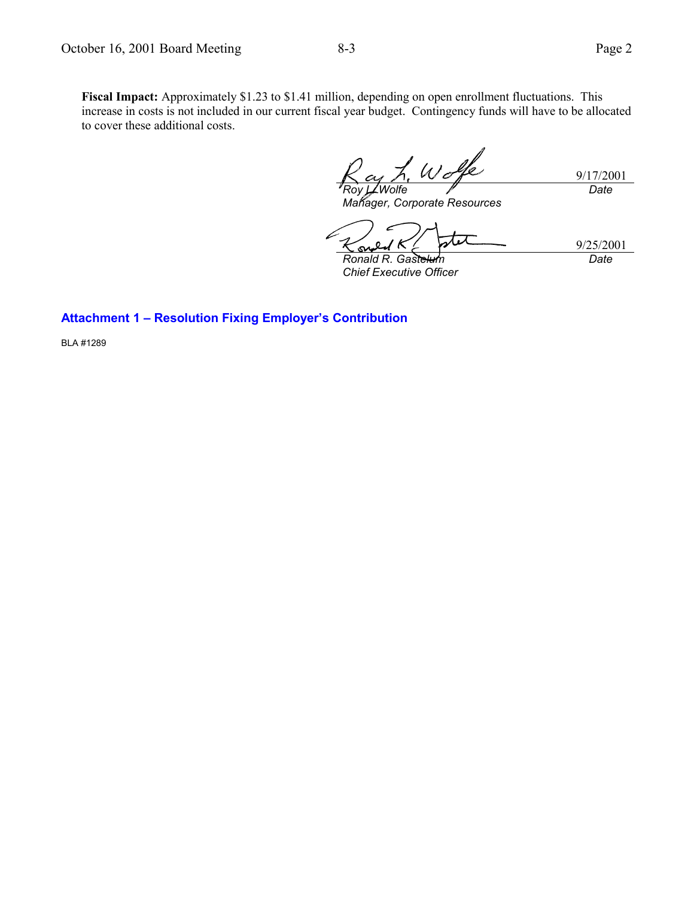**Fiscal Impact:** Approximately $1.23 to $1.41 million, depending on open enrollment fluctuations. This increase in costs is not included in our current fiscal year budget. Contingency funds will have to be allocated to cover these additional costs.

| | |
|---|---|
| *Roy L. Wolfe*<br>*Manager, Corporate Resources* | 9/17/2001<br>*Date* |
| *Ronald R. Gastelum*<br>*Chief Executive Officer* | 9/25/2001<br>*Date* |

**Attachment 1 – Resolution Fixing Employer's Contribution**

BLA #1289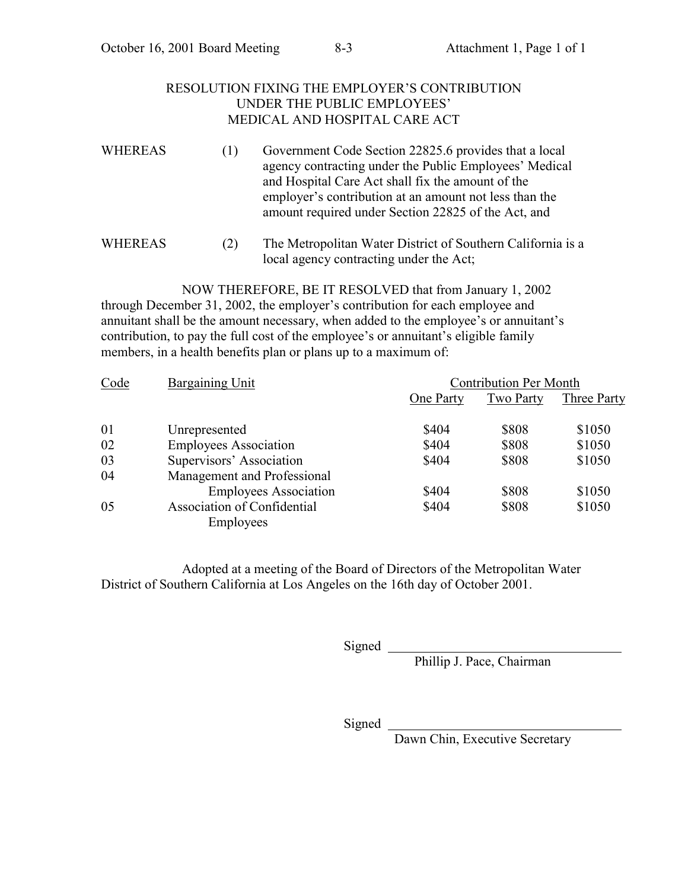RESOLUTION FIXING THE EMPLOYER'S CONTRIBUTION UNDER THE PUBLIC EMPLOYEES' MEDICAL AND HOSPITAL CARE ACT

WHEREAS (1) Government Code Section 22825.6 provides that a local agency contracting under the Public Employees' Medical and Hospital Care Act shall fix the amount of the employer's contribution at an amount not less than the amount required under Section 22825 of the Act, and

WHEREAS (2) The Metropolitan Water District of Southern California is a local agency contracting under the Act;

NOW THEREFORE, BE IT RESOLVED that from January 1, 2002 through December 31, 2002, the employer's contribution for each employee and annuitant shall be the amount necessary, when added to the employee's or annuitant's contribution, to pay the full cost of the employee's or annuitant's eligible family members, in a health benefits plan or plans up to a maximum of:

| Code | Bargaining Unit | Contribution Per Month | | |
|---|---|---|---|---|
| | | One Party | Two Party | Three Party |
| 01 | Unrepresented | $404 | $808 | $1050 |
| 02 | Employees Association | $404 | $808 | $1050 |
| 03 | Supervisors' Association | $404 | $808 | $1050 |
| 04 | Management and Professional Employees Association | $404 | $808 | $1050 |
| 05 | Association of Confidential Employees | $404 | $808 | $1050 |

Adopted at a meeting of the Board of Directors of the Metropolitan Water District of Southern California at Los Angeles on the 16th day of October 2001.

Signed \_\_\_\_\_\_\_\_\_\_\_\_\_\_\_\_\_\_\_\_\_\_\_\_\_\_\_\_\_\_
Phillip J. Pace, Chairman

Signed \_\_\_\_\_\_\_\_\_\_\_\_\_\_\_\_\_\_\_\_\_\_\_\_\_\_\_\_\_\_
Dawn Chin, Executive Secretary